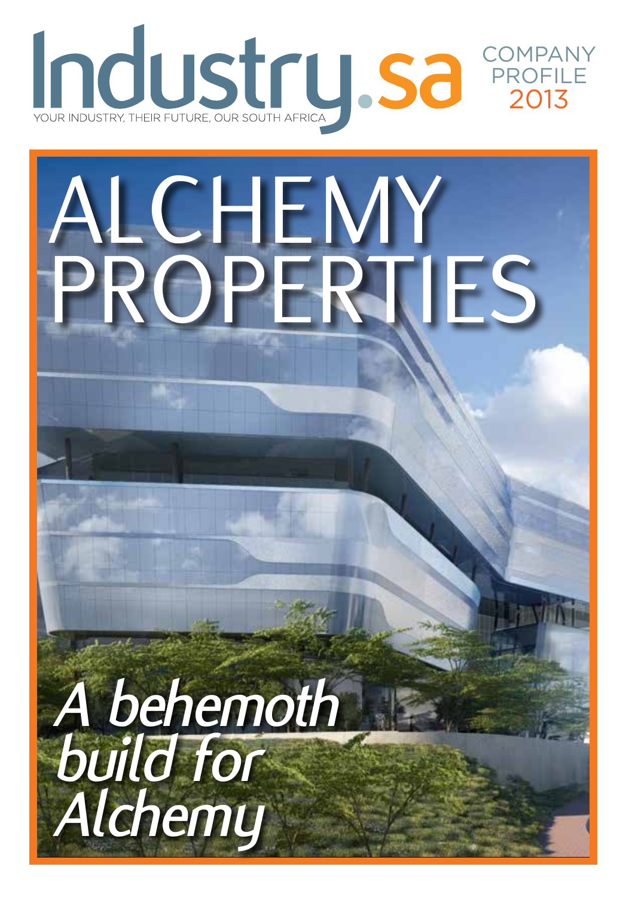# Industry.sa

YOUR INDUSTRY, THEIR FUTURE, OUR SOUTH AFRICA

COMPANY PROFILE 2013

# ALCHEMY PROPERTIES

*A behemoth build for Alchemy*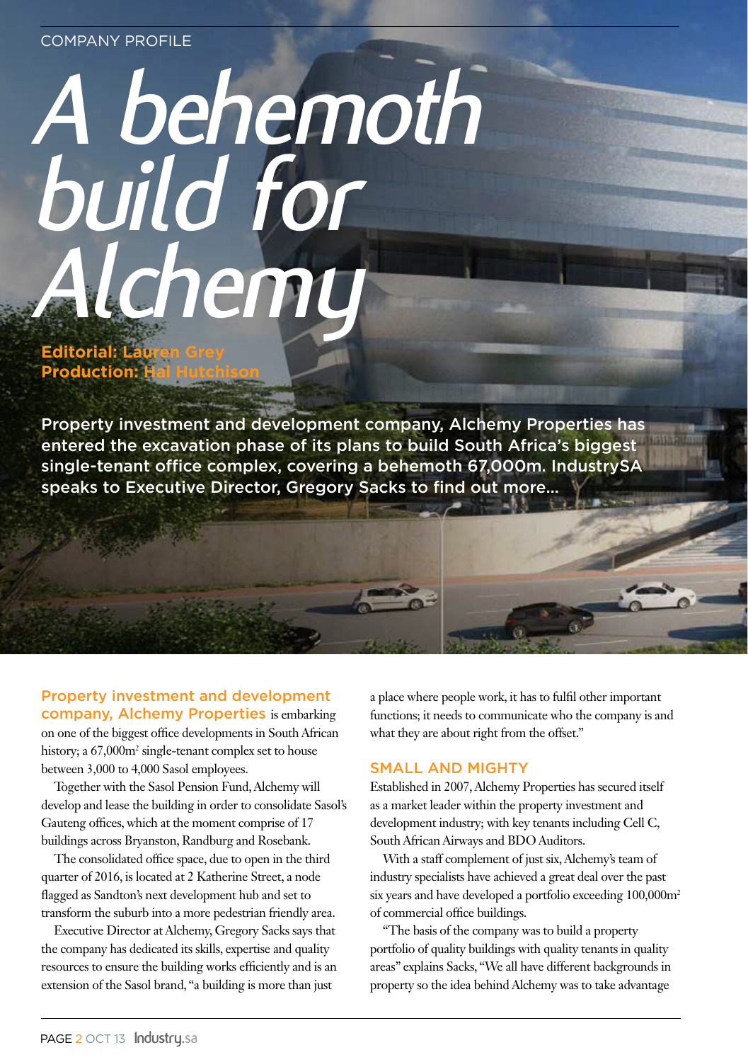COMPANY PROFILE

# A behemoth build for Alchemy

**Editorial: Lauren Grey**
**Production: Hal Hutchison**

**Property investment and development company, Alchemy Properties has entered the excavation phase of its plans to build South Africa's biggest single-tenant office complex, covering a behemoth 67,000m. IndustrySA speaks to Executive Director, Gregory Sacks to find out more...**

**Property investment and development company, Alchemy Properties** is embarking on one of the biggest office developments in South African history; a 67,000m$^2$ single-tenant complex set to house between 3,000 to 4,000 Sasol employees.

Together with the Sasol Pension Fund, Alchemy will develop and lease the building in order to consolidate Sasol's Gauteng offices, which at the moment comprise of 17 buildings across Bryanston, Randburg and Rosebank.

The consolidated office space, due to open in the third quarter of 2016, is located at 2 Katherine Street, a node flagged as Sandton's next development hub and set to transform the suburb into a more pedestrian friendly area.

Executive Director at Alchemy, Gregory Sacks says that the company has dedicated its skills, expertise and quality resources to ensure the building works efficiently and is an extension of the Sasol brand, "a building is more than just a place where people work, it has to fulfil other important functions; it needs to communicate who the company is and what they are about right from the offset."

## SMALL AND MIGHTY

Established in 2007, Alchemy Properties has secured itself as a market leader within the property investment and development industry; with key tenants including Cell C, South African Airways and BDO Auditors.

With a staff complement of just six, Alchemy's team of industry specialists have achieved a great deal over the past six years and have developed a portfolio exceeding 100,000m$^2$ of commercial office buildings.

"The basis of the company was to build a property portfolio of quality buildings with quality tenants in quality areas" explains Sacks, "We all have different backgrounds in property so the idea behind Alchemy was to take advantage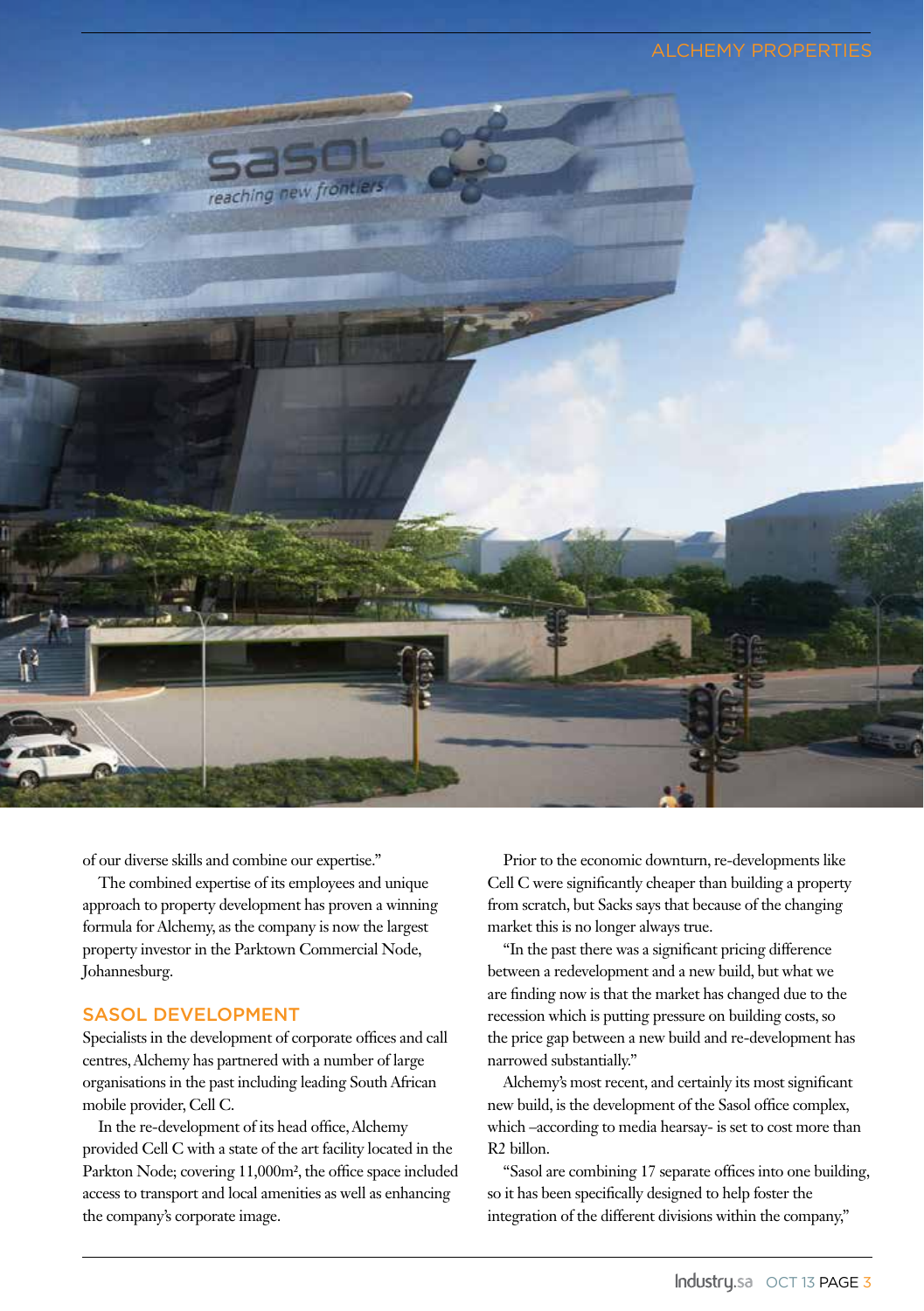of our diverse skills and combine our expertise."

The combined expertise of its employees and unique approach to property development has proven a winning formula for Alchemy, as the company is now the largest property investor in the Parktown Commercial Node, Johannesburg.

## SASOL DEVELOPMENT

Specialists in the development of corporate offices and call centres, Alchemy has partnered with a number of large organisations in the past including leading South African mobile provider, Cell C.

In the re-development of its head office, Alchemy provided Cell C with a state of the art facility located in the Parkton Node; covering 11,000m², the office space included access to transport and local amenities as well as enhancing the company's corporate image.

Prior to the economic downturn, re-developments like Cell C were significantly cheaper than building a property from scratch, but Sacks says that because of the changing market this is no longer always true.

"In the past there was a significant pricing difference between a redevelopment and a new build, but what we are finding now is that the market has changed due to the recession which is putting pressure on building costs, so the price gap between a new build and re-development has narrowed substantially."

Alchemy's most recent, and certainly its most significant new build, is the development of the Sasol office complex, which –according to media hearsay- is set to cost more than R2 billon.

"Sasol are combining 17 separate offices into one building, so it has been specifically designed to help foster the integration of the different divisions within the company,"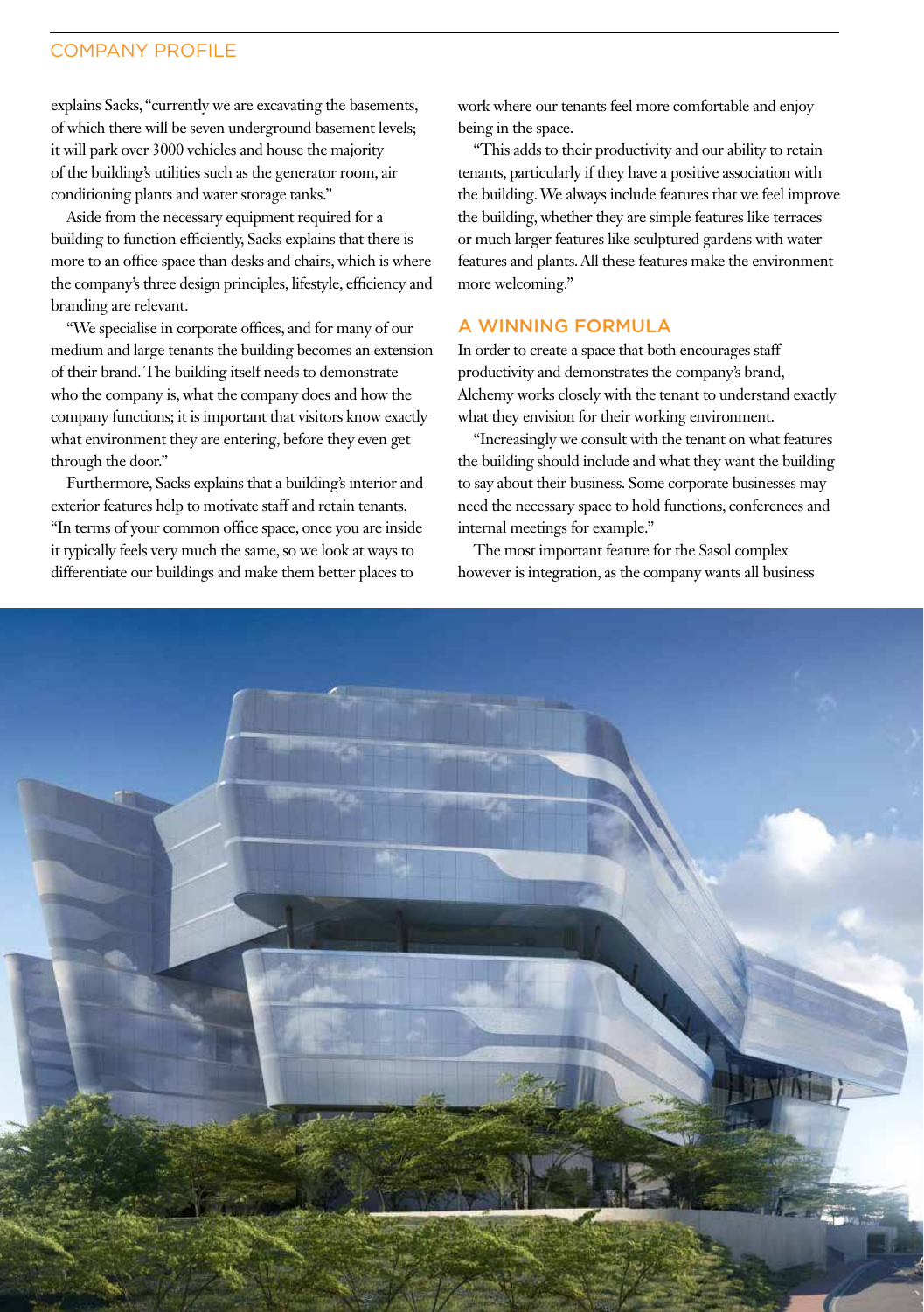explains Sacks, "currently we are excavating the basements, of which there will be seven underground basement levels; it will park over 3000 vehicles and house the majority of the building's utilities such as the generator room, air conditioning plants and water storage tanks."

Aside from the necessary equipment required for a building to function efficiently, Sacks explains that there is more to an office space than desks and chairs, which is where the company's three design principles, lifestyle, efficiency and branding are relevant.

"We specialise in corporate offices, and for many of our medium and large tenants the building becomes an extension of their brand. The building itself needs to demonstrate who the company is, what the company does and how the company functions; it is important that visitors know exactly what environment they are entering, before they even get through the door."

Furthermore, Sacks explains that a building's interior and exterior features help to motivate staff and retain tenants, "In terms of your common office space, once you are inside it typically feels very much the same, so we look at ways to differentiate our buildings and make them better places to work where our tenants feel more comfortable and enjoy being in the space.

"This adds to their productivity and our ability to retain tenants, particularly if they have a positive association with the building. We always include features that we feel improve the building, whether they are simple features like terraces or much larger features like sculptured gardens with water features and plants. All these features make the environment more welcoming."

## A WINNING FORMULA

In order to create a space that both encourages staff productivity and demonstrates the company's brand, Alchemy works closely with the tenant to understand exactly what they envision for their working environment.

"Increasingly we consult with the tenant on what features the building should include and what they want the building to say about their business. Some corporate businesses may need the necessary space to hold functions, conferences and internal meetings for example."

The most important feature for the Sasol complex however is integration, as the company wants all business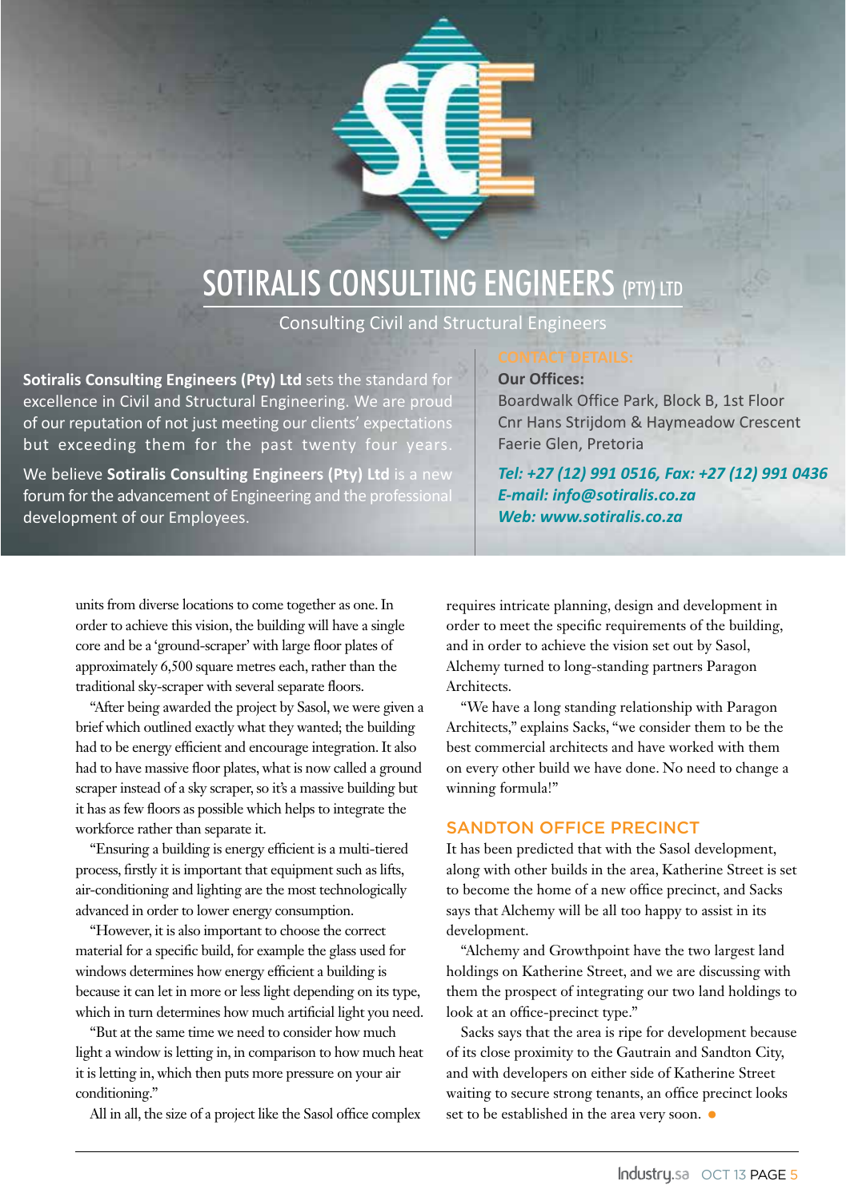# SOTIRALIS CONSULTING ENGINEERS (PTY) LTD

Consulting Civil and Structural Engineers

**Sotiralis Consulting Engineers (Pty) Ltd** sets the standard for excellence in Civil and Structural Engineering. We are proud of our reputation of not just meeting our clients' expectations but exceeding them for the past twenty four years.

We believe **Sotiralis Consulting Engineers (Pty) Ltd** is a new forum for the advancement of Engineering and the professional development of our Employees.

CONTACT DETAILS:

**Our Offices:**
Boardwalk Office Park, Block B, 1st Floor
Cnr Hans Strijdom & Haymeadow Crescent
Faerie Glen, Pretoria

***Tel: +27 (12) 991 0516, Fax: +27 (12) 991 0436***
***E-mail: info@sotiralis.co.za***
***Web: www.sotiralis.co.za***

units from diverse locations to come together as one. In order to achieve this vision, the building will have a single core and be a 'ground-scraper' with large floor plates of approximately 6,500 square metres each, rather than the traditional sky-scraper with several separate floors.

"After being awarded the project by Sasol, we were given a brief which outlined exactly what they wanted; the building had to be energy efficient and encourage integration. It also had to have massive floor plates, what is now called a ground scraper instead of a sky scraper, so it's a massive building but it has as few floors as possible which helps to integrate the workforce rather than separate it.

"Ensuring a building is energy efficient is a multi-tiered process, firstly it is important that equipment such as lifts, air-conditioning and lighting are the most technologically advanced in order to lower energy consumption.

"However, it is also important to choose the correct material for a specific build, for example the glass used for windows determines how energy efficient a building is because it can let in more or less light depending on its type, which in turn determines how much artificial light you need.

"But at the same time we need to consider how much light a window is letting in, in comparison to how much heat it is letting in, which then puts more pressure on your air conditioning."

All in all, the size of a project like the Sasol office complex requires intricate planning, design and development in order to meet the specific requirements of the building, and in order to achieve the vision set out by Sasol, Alchemy turned to long-standing partners Paragon Architects.

"We have a long standing relationship with Paragon Architects," explains Sacks, "we consider them to be the best commercial architects and have worked with them on every other build we have done. No need to change a winning formula!"

## SANDTON OFFICE PRECINCT

It has been predicted that with the Sasol development, along with other builds in the area, Katherine Street is set to become the home of a new office precinct, and Sacks says that Alchemy will be all too happy to assist in its development.

"Alchemy and Growthpoint have the two largest land holdings on Katherine Street, and we are discussing with them the prospect of integrating our two land holdings to look at an office-precinct type."

Sacks says that the area is ripe for development because of its close proximity to the Gautrain and Sandton City, and with developers on either side of Katherine Street waiting to secure strong tenants, an office precinct looks set to be established in the area very soon.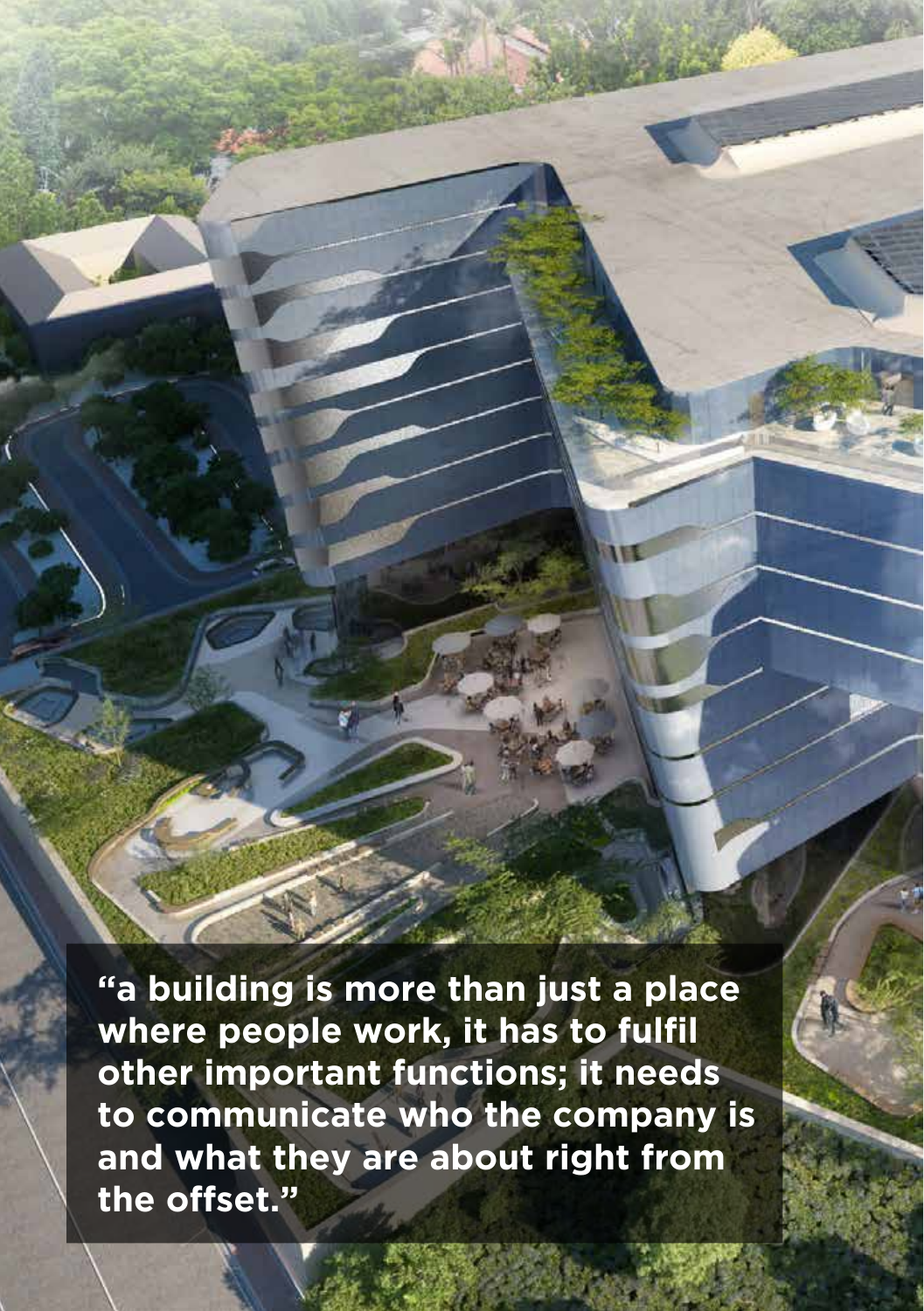**"a building is more than just a place where people work, it has to fulfil other important functions; it needs to communicate who the company is and what they are about right from the offset."**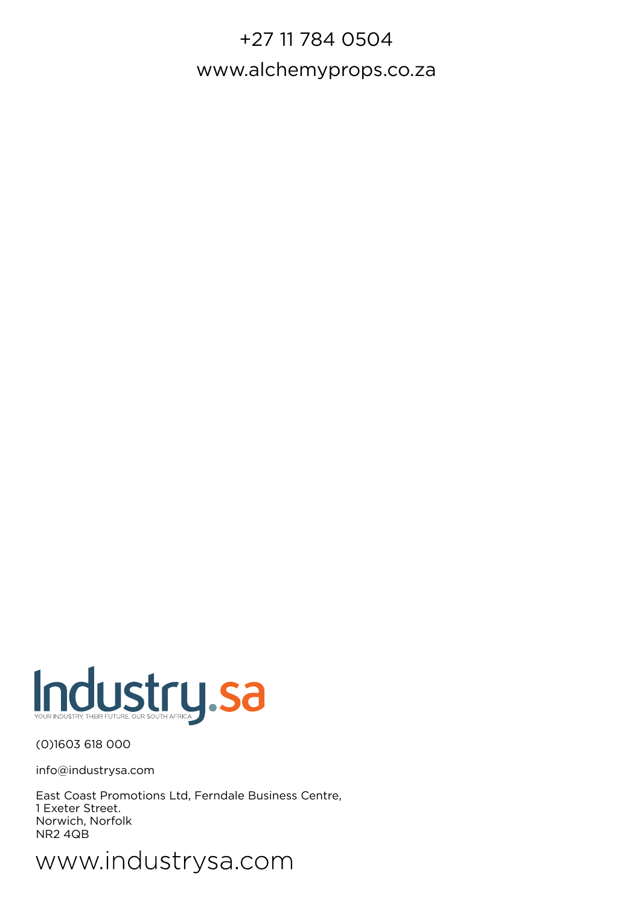+27 11 784 0504

www.alchemyprops.co.za

Industry.sa

YOUR INDUSTRY, THEIR FUTURE, OUR SOUTH AFRICA

(0)1603 618 000

info@industrysa.com

East Coast Promotions Ltd, Ferndale Business Centre,
1 Exeter Street.
Norwich, Norfolk
NR2 4QB

www.industrysa.com